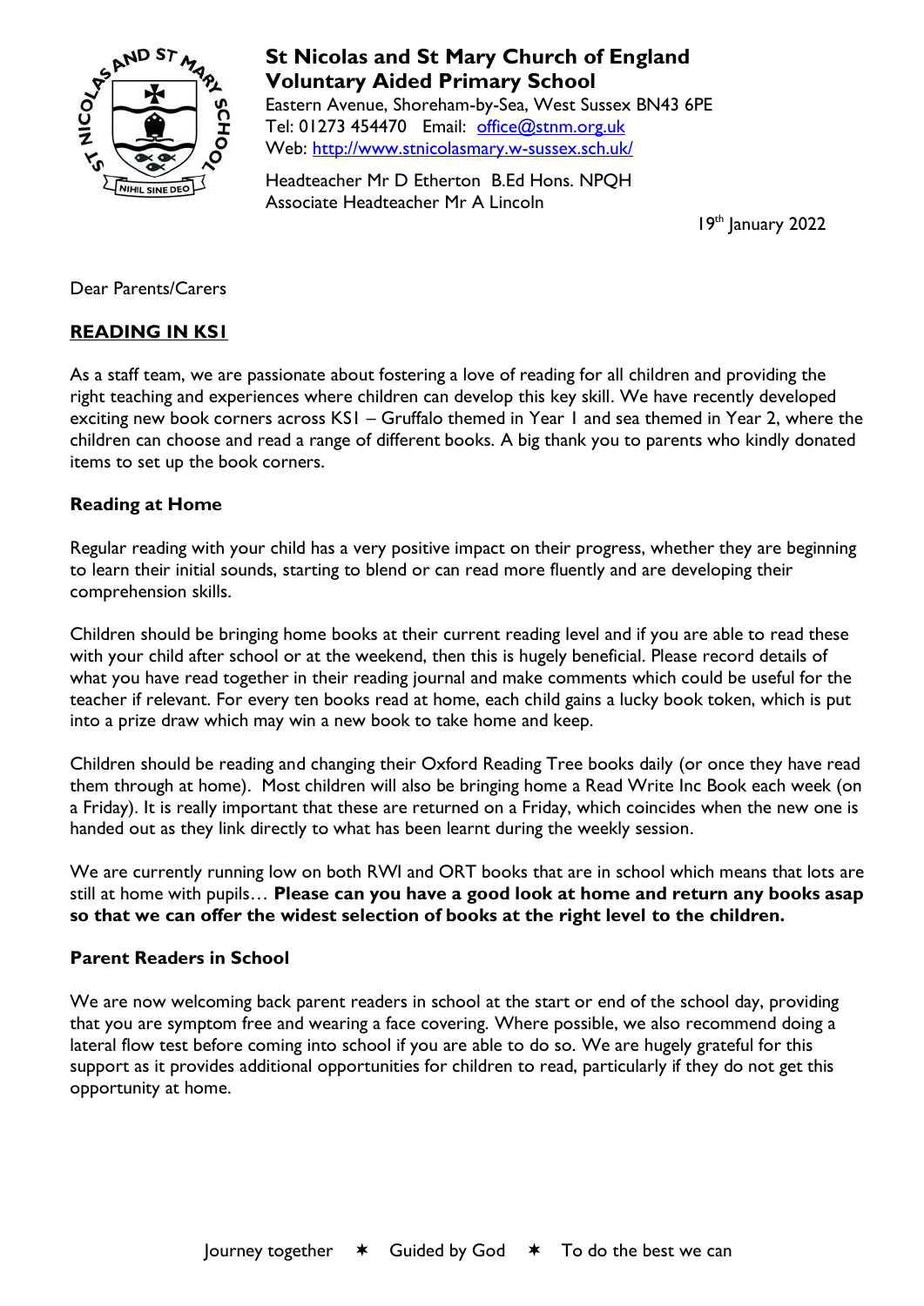**St Nicolas and St Mary Church of England Voluntary Aided Primary School**
Eastern Avenue, Shoreham-by-Sea, West Sussex BN43 6PE
Tel: 01273 454470 Email: office@stnm.org.uk
Web: http://www.stnicolasmary.w-sussex.sch.uk/

Headteacher Mr D Etherton B.Ed Hons. NPQH
Associate Headteacher Mr A Lincoln

19th January 2022

Dear Parents/Carers

## READING IN KS1

As a staff team, we are passionate about fostering a love of reading for all children and providing the right teaching and experiences where children can develop this key skill. We have recently developed exciting new book corners across KS1 – Gruffalo themed in Year 1 and sea themed in Year 2, where the children can choose and read a range of different books. A big thank you to parents who kindly donated items to set up the book corners.

### Reading at Home

Regular reading with your child has a very positive impact on their progress, whether they are beginning to learn their initial sounds, starting to blend or can read more fluently and are developing their comprehension skills.

Children should be bringing home books at their current reading level and if you are able to read these with your child after school or at the weekend, then this is hugely beneficial. Please record details of what you have read together in their reading journal and make comments which could be useful for the teacher if relevant. For every ten books read at home, each child gains a lucky book token, which is put into a prize draw which may win a new book to take home and keep.

Children should be reading and changing their Oxford Reading Tree books daily (or once they have read them through at home). Most children will also be bringing home a Read Write Inc Book each week (on a Friday). It is really important that these are returned on a Friday, which coincides when the new one is handed out as they link directly to what has been learnt during the weekly session.

We are currently running low on both RWI and ORT books that are in school which means that lots are still at home with pupils… **Please can you have a good look at home and return any books asap so that we can offer the widest selection of books at the right level to the children.**

### Parent Readers in School

We are now welcoming back parent readers in school at the start or end of the school day, providing that you are symptom free and wearing a face covering. Where possible, we also recommend doing a lateral flow test before coming into school if you are able to do so. We are hugely grateful for this support as it provides additional opportunities for children to read, particularly if they do not get this opportunity at home.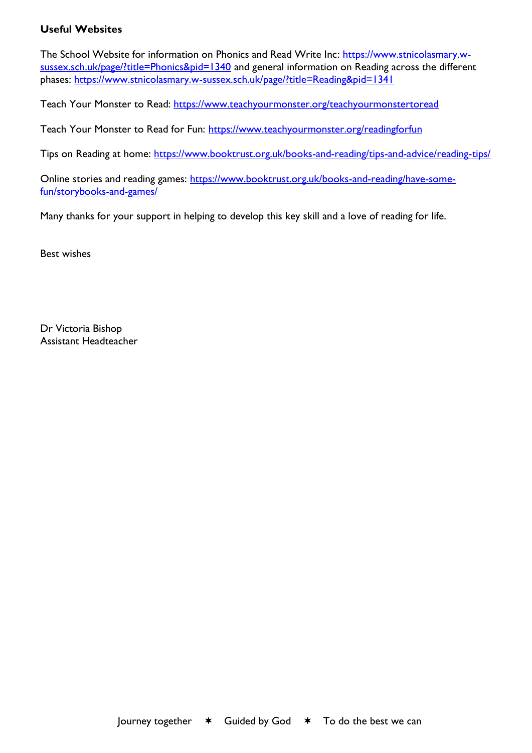**Useful Websites**

The School Website for information on Phonics and Read Write Inc: https://www.stnicolasmary.w-sussex.sch.uk/page/?title=Phonics&pid=1340 and general information on Reading across the different phases: https://www.stnicolasmary.w-sussex.sch.uk/page/?title=Reading&pid=1341

Teach Your Monster to Read: https://www.teachyourmonster.org/teachyourmonstertoread

Teach Your Monster to Read for Fun: https://www.teachyourmonster.org/readingforfun

Tips on Reading at home: https://www.booktrust.org.uk/books-and-reading/tips-and-advice/reading-tips/

Online stories and reading games: https://www.booktrust.org.uk/books-and-reading/have-some-fun/storybooks-and-games/

Many thanks for your support in helping to develop this key skill and a love of reading for life.

Best wishes

Dr Victoria Bishop
Assistant Headteacher